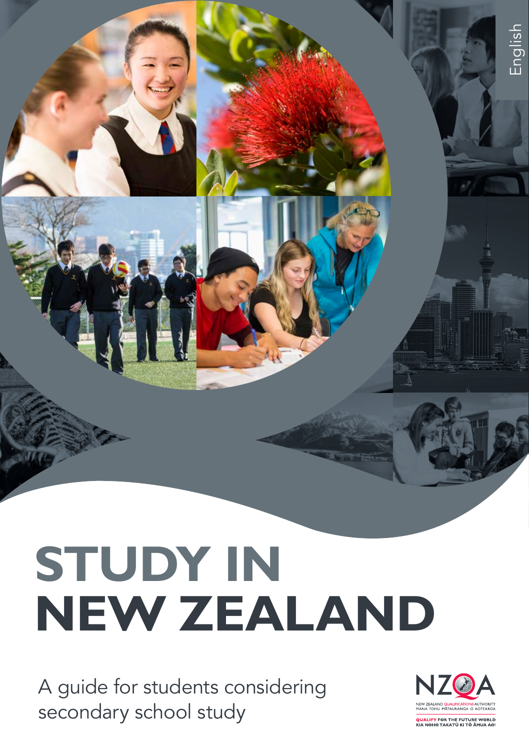English

# STUDY IN NEW ZEALAND

A guide for students considering secondary school study

NZQA
NEW ZEALAND QUALIFICATIONS AUTHORITY
MANA TOHU MĀTAURANGA O AOTEAROA

QUALIFY FOR THE FUTURE WORLD
KIA NOHO TAKATŪ KI TŌ ĀMUA AO!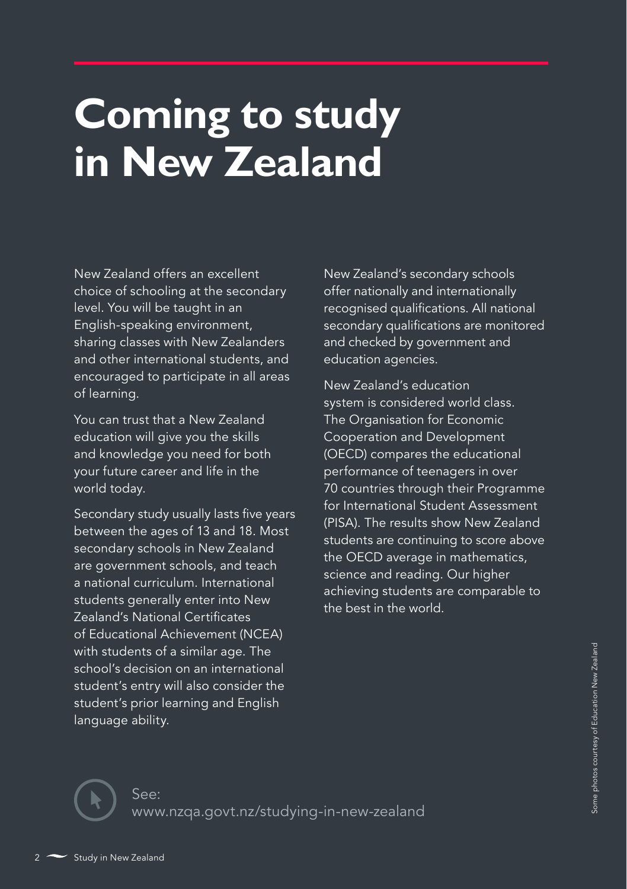# Coming to study in New Zealand

New Zealand offers an excellent choice of schooling at the secondary level. You will be taught in an English-speaking environment, sharing classes with New Zealanders and other international students, and encouraged to participate in all areas of learning.

You can trust that a New Zealand education will give you the skills and knowledge you need for both your future career and life in the world today.

Secondary study usually lasts five years between the ages of 13 and 18. Most secondary schools in New Zealand are government schools, and teach a national curriculum. International students generally enter into New Zealand's National Certificates of Educational Achievement (NCEA) with students of a similar age. The school's decision on an international student's entry will also consider the student's prior learning and English language ability.

New Zealand's secondary schools offer nationally and internationally recognised qualifications. All national secondary qualifications are monitored and checked by government and education agencies.

New Zealand's education system is considered world class. The Organisation for Economic Cooperation and Development (OECD) compares the educational performance of teenagers in over 70 countries through their Programme for International Student Assessment (PISA). The results show New Zealand students are continuing to score above the OECD average in mathematics, science and reading. Our higher achieving students are comparable to the best in the world.

See:
www.nzqa.govt.nz/studying-in-new-zealand

Some photos courtesy of Education New Zealand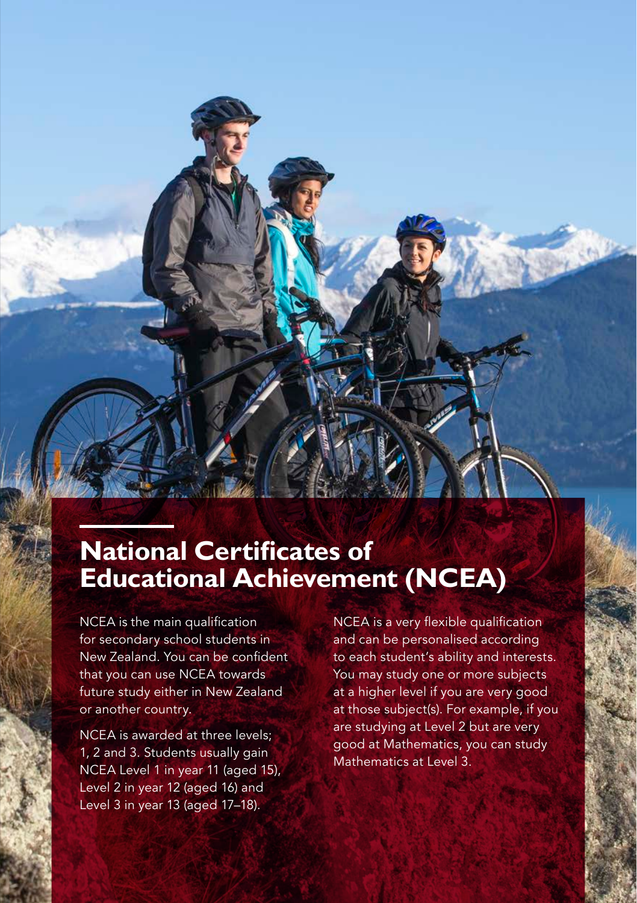## National Certificates of Educational Achievement (NCEA)

NCEA is the main qualification for secondary school students in New Zealand. You can be confident that you can use NCEA towards future study either in New Zealand or another country.

NCEA is awarded at three levels; 1, 2 and 3. Students usually gain NCEA Level 1 in year 11 (aged 15), Level 2 in year 12 (aged 16) and Level 3 in year 13 (aged 17–18).

NCEA is a very flexible qualification and can be personalised according to each student's ability and interests. You may study one or more subjects at a higher level if you are very good at those subject(s). For example, if you are studying at Level 2 but are very good at Mathematics, you can study Mathematics at Level 3.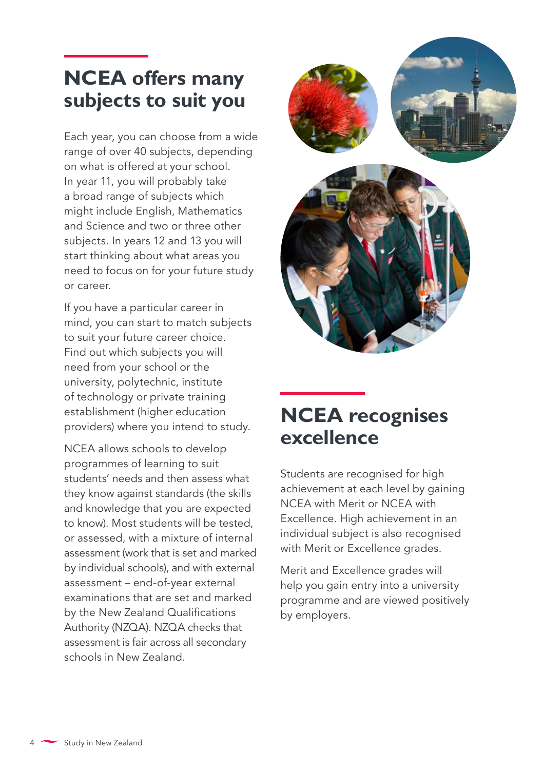## NCEA offers many subjects to suit you

Each year, you can choose from a wide range of over 40 subjects, depending on what is offered at your school. In year 11, you will probably take a broad range of subjects which might include English, Mathematics and Science and two or three other subjects. In years 12 and 13 you will start thinking about what areas you need to focus on for your future study or career.

If you have a particular career in mind, you can start to match subjects to suit your future career choice. Find out which subjects you will need from your school or the university, polytechnic, institute of technology or private training establishment (higher education providers) where you intend to study.

NCEA allows schools to develop programmes of learning to suit students' needs and then assess what they know against standards (the skills and knowledge that you are expected to know). Most students will be tested, or assessed, with a mixture of internal assessment (work that is set and marked by individual schools), and with external assessment – end-of-year external examinations that are set and marked by the New Zealand Qualifications Authority (NZQA). NZQA checks that assessment is fair across all secondary schools in New Zealand.

## NCEA recognises excellence

Students are recognised for high achievement at each level by gaining NCEA with Merit or NCEA with Excellence. High achievement in an individual subject is also recognised with Merit or Excellence grades.

Merit and Excellence grades will help you gain entry into a university programme and are viewed positively by employers.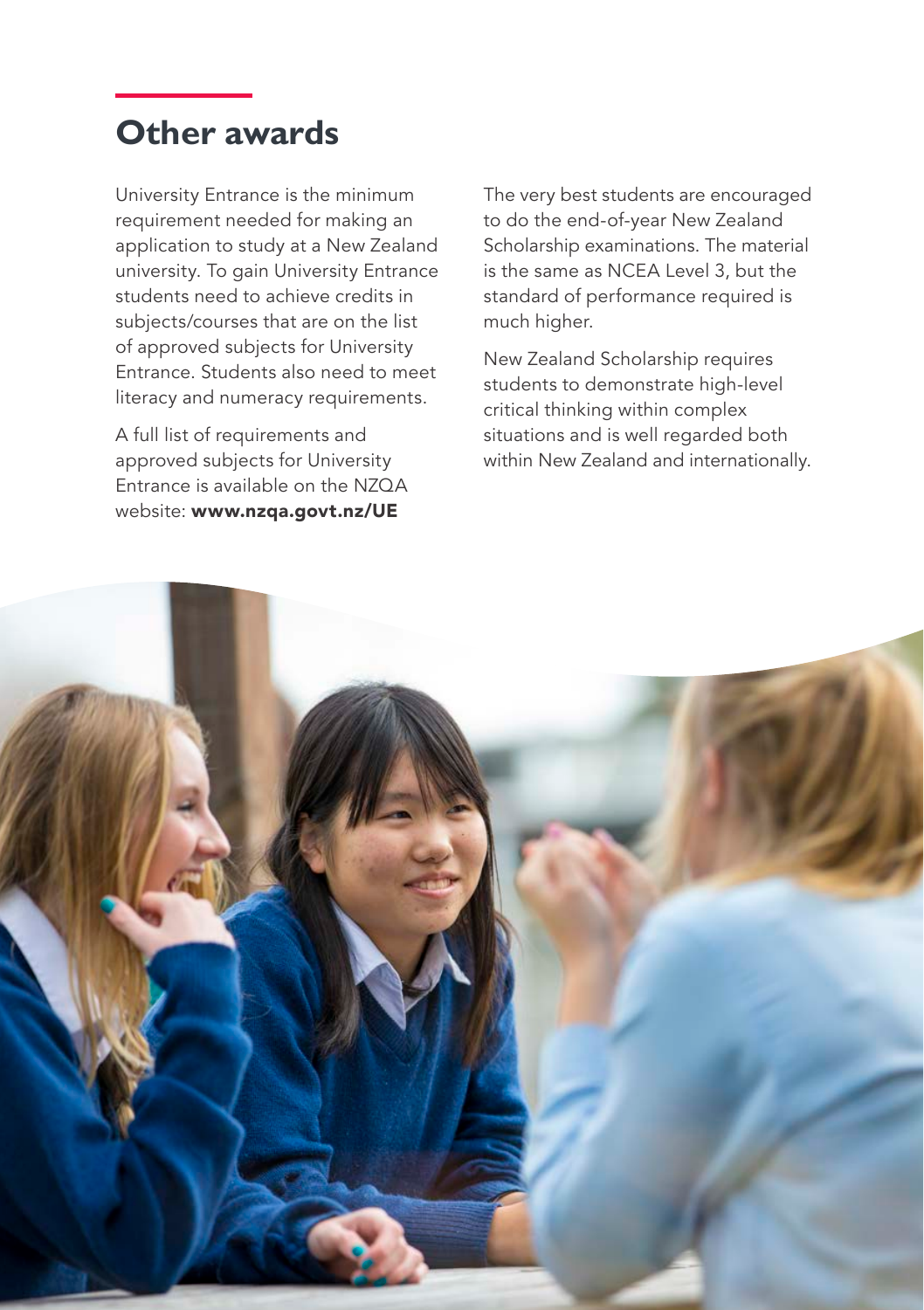## Other awards

University Entrance is the minimum requirement needed for making an application to study at a New Zealand university. To gain University Entrance students need to achieve credits in subjects/courses that are on the list of approved subjects for University Entrance. Students also need to meet literacy and numeracy requirements.

A full list of requirements and approved subjects for University Entrance is available on the NZQA website: **www.nzqa.govt.nz/UE**

The very best students are encouraged to do the end-of-year New Zealand Scholarship examinations. The material is the same as NCEA Level 3, but the standard of performance required is much higher.

New Zealand Scholarship requires students to demonstrate high-level critical thinking within complex situations and is well regarded both within New Zealand and internationally.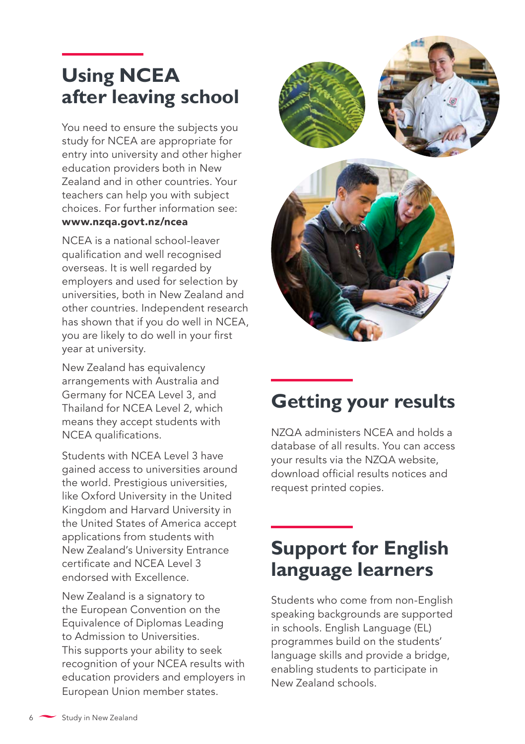## Using NCEA after leaving school

You need to ensure the subjects you study for NCEA are appropriate for entry into university and other higher education providers both in New Zealand and in other countries. Your teachers can help you with subject choices. For further information see: **www.nzqa.govt.nz/ncea**

NCEA is a national school-leaver qualification and well recognised overseas. It is well regarded by employers and used for selection by universities, both in New Zealand and other countries. Independent research has shown that if you do well in NCEA, you are likely to do well in your first year at university.

New Zealand has equivalency arrangements with Australia and Germany for NCEA Level 3, and Thailand for NCEA Level 2, which means they accept students with NCEA qualifications.

Students with NCEA Level 3 have gained access to universities around the world. Prestigious universities, like Oxford University in the United Kingdom and Harvard University in the United States of America accept applications from students with New Zealand's University Entrance certificate and NCEA Level 3 endorsed with Excellence.

New Zealand is a signatory to the European Convention on the Equivalence of Diplomas Leading to Admission to Universities. This supports your ability to seek recognition of your NCEA results with education providers and employers in European Union member states.

## Getting your results

NZQA administers NCEA and holds a database of all results. You can access your results via the NZQA website, download official results notices and request printed copies.

## Support for English language learners

Students who come from non-English speaking backgrounds are supported in schools. English Language (EL) programmes build on the students' language skills and provide a bridge, enabling students to participate in New Zealand schools.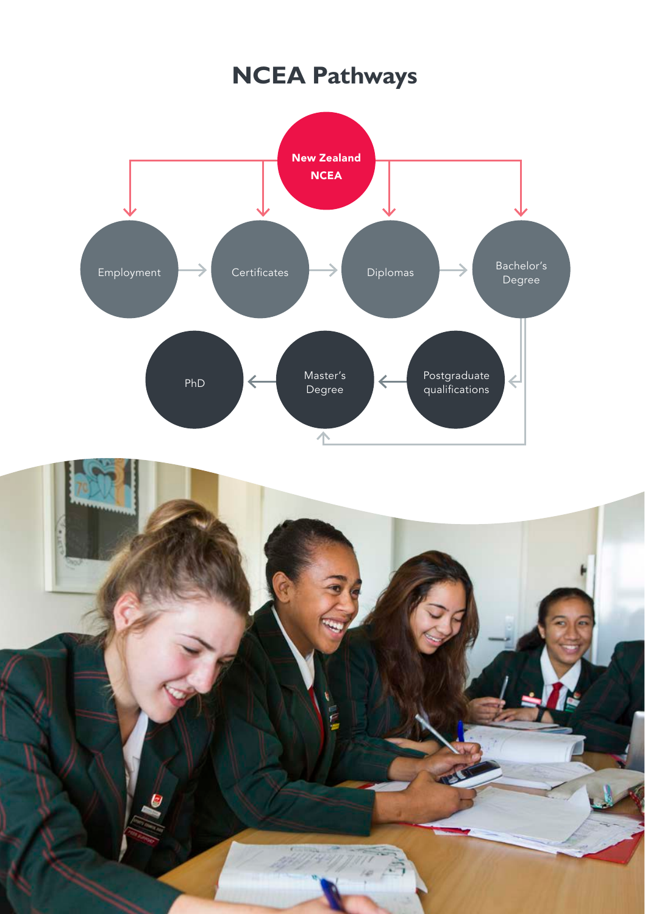# NCEA Pathways

New Zealand NCEA

Employment

Certificates

Diplomas

Bachelor's Degree

Postgraduate qualifications

Master's Degree

PhD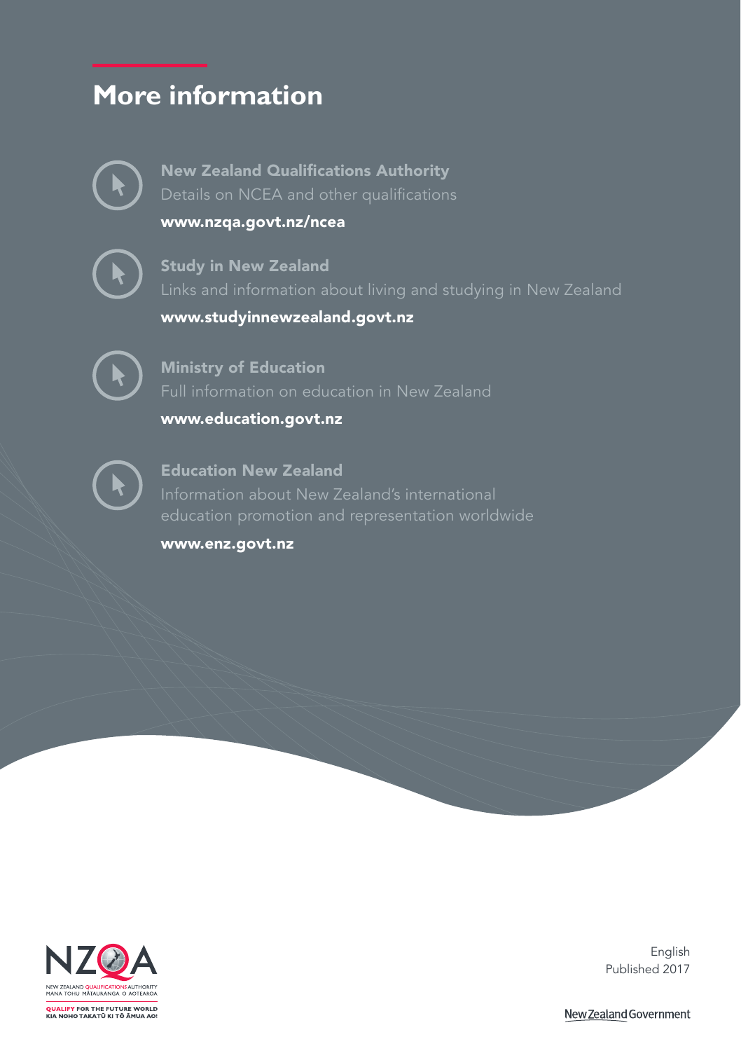## More information

**New Zealand Qualifications Authority**
Details on NCEA and other qualifications
**www.nzqa.govt.nz/ncea**

**Study in New Zealand**
Links and information about living and studying in New Zealand
**www.studyinnewzealand.govt.nz**

**Ministry of Education**
Full information on education in New Zealand
**www.education.govt.nz**

**Education New Zealand**
Information about New Zealand's international education promotion and representation worldwide
**www.enz.govt.nz**

NZQA
NEW ZEALAND QUALIFICATIONS AUTHORITY
MANA TOHU MĀTAURANGA O AOTEAROA

QUALIFY FOR THE FUTURE WORLD
KIA NOHO TAKATŪ KI TŌ ĀMUA AO!

English
Published 2017

New Zealand Government